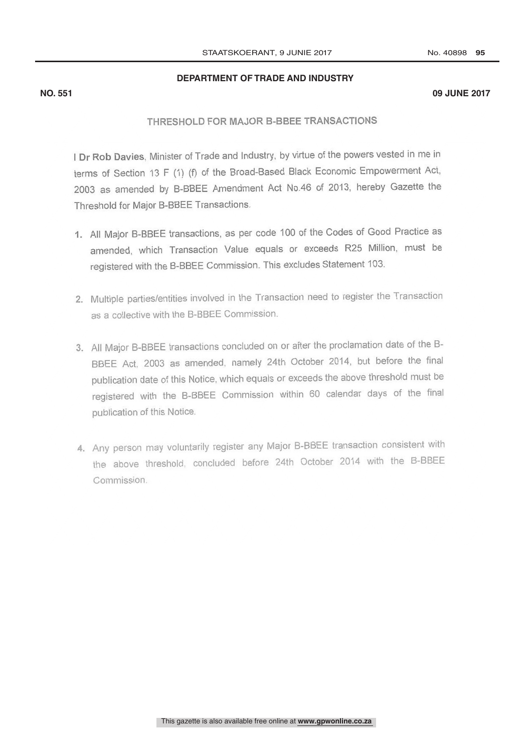**DEPARTMENT OF TRADE AND INDUSTRY**

**NO. 551** **09 JUNE 2017**

## THRESHOLD FOR MAJOR B-BBEE TRANSACTIONS

I **Dr Rob Davies**, Minister of Trade and Industry, by virtue of the powers vested in me in terms of Section 13 F (1) (f) of the Broad-Based Black Economic Empowerment Act, 2003 as amended by B-BBEE Amendment Act No.46 of 2013, hereby Gazette the Threshold for Major B-BBEE Transactions.

1. All Major B-BBEE transactions, as per code 100 of the Codes of Good Practice as amended, which Transaction Value equals or exceeds R25 Million, must be registered with the B-BBEE Commission. This excludes Statement 103.

2. Multiple parties/entities involved in the Transaction need to register the Transaction as a collective with the B-BBEE Commission.

3. All Major B-BBEE transactions concluded on or after the proclamation date of the B-BBEE Act, 2003 as amended, namely 24th October 2014, but before the final publication date of this Notice, which equals or exceeds the above threshold must be registered with the B-BBEE Commission within 60 calendar days of the final publication of this Notice.

4. Any person may voluntarily register any Major B-BBEE transaction consistent with the above threshold, concluded before 24th October 2014 with the B-BBEE Commission.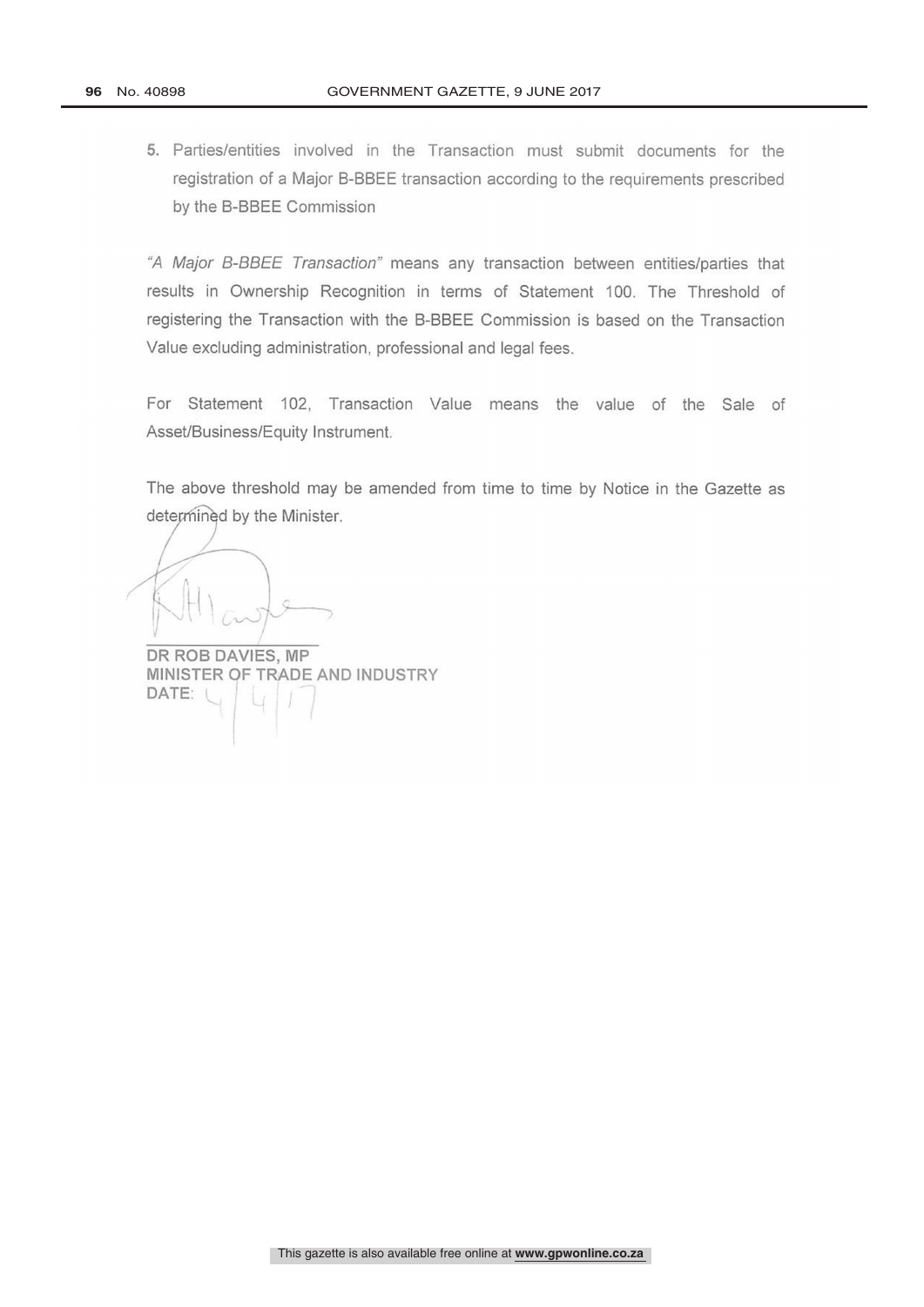5. Parties/entities involved in the Transaction must submit documents for the registration of a Major B-BBEE transaction according to the requirements prescribed by the B-BBEE Commission

*"A Major B-BBEE Transaction"* means any transaction between entities/parties that results in Ownership Recognition in terms of Statement 100. The Threshold of registering the Transaction with the B-BBEE Commission is based on the Transaction Value excluding administration, professional and legal fees.

For Statement 102, Transaction Value means the value of the Sale of Asset/Business/Equity Instrument.

The above threshold may be amended from time to time by Notice in the Gazette as determined by the Minister.

DR ROB DAVIES, MP
MINISTER OF TRADE AND INDUSTRY
DATE: 4/4/17